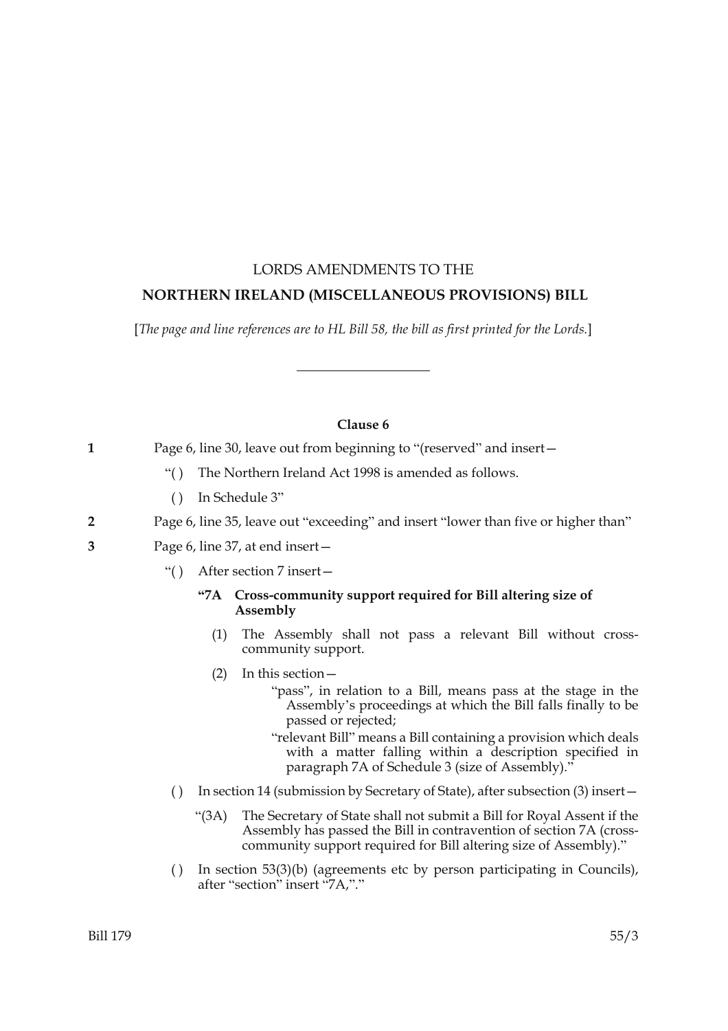LORDS AMENDMENTS TO THE

# NORTHERN IRELAND (MISCELLANEOUS PROVISIONS) BILL

[*The page and line references are to HL Bill 58, the bill as first printed for the Lords.*]

---

**Clause 6**

**1** Page 6, line 30, leave out from beginning to "(reserved" and insert—

"( ) The Northern Ireland Act 1998 is amended as follows.

( ) In Schedule 3"

**2** Page 6, line 35, leave out "exceeding" and insert "lower than five or higher than"

**3** Page 6, line 37, at end insert—

"( ) After section 7 insert—

**"7A Cross-community support required for Bill altering size of Assembly**

(1) The Assembly shall not pass a relevant Bill without cross-community support.

(2) In this section—

"pass", in relation to a Bill, means pass at the stage in the Assembly's proceedings at which the Bill falls finally to be passed or rejected;

"relevant Bill" means a Bill containing a provision which deals with a matter falling within a description specified in paragraph 7A of Schedule 3 (size of Assembly)."

( ) In section 14 (submission by Secretary of State), after subsection (3) insert—

"(3A) The Secretary of State shall not submit a Bill for Royal Assent if the Assembly has passed the Bill in contravention of section 7A (cross-community support required for Bill altering size of Assembly)."

( ) In section 53(3)(b) (agreements etc by person participating in Councils), after "section" insert "7A,"."

Bill 179 55/3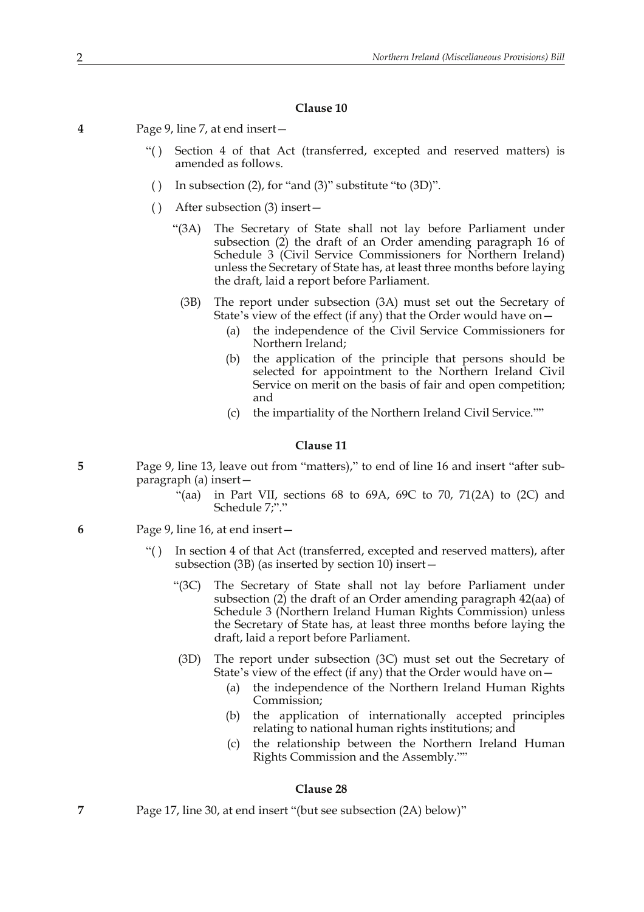### Clause 10

**4** Page 9, line 7, at end insert—

"( ) Section 4 of that Act (transferred, excepted and reserved matters) is amended as follows.

( ) In subsection (2), for "and (3)" substitute "to (3D)".

( ) After subsection (3) insert—

"(3A) The Secretary of State shall not lay before Parliament under subsection (2) the draft of an Order amending paragraph 16 of Schedule 3 (Civil Service Commissioners for Northern Ireland) unless the Secretary of State has, at least three months before laying the draft, laid a report before Parliament.

(3B) The report under subsection (3A) must set out the Secretary of State's view of the effect (if any) that the Order would have on—

(a) the independence of the Civil Service Commissioners for Northern Ireland;

(b) the application of the principle that persons should be selected for appointment to the Northern Ireland Civil Service on merit on the basis of fair and open competition; and

(c) the impartiality of the Northern Ireland Civil Service.""

### Clause 11

**5** Page 9, line 13, leave out from "matters)," to end of line 16 and insert "after sub-paragraph (a) insert—

"(aa) in Part VII, sections 68 to 69A, 69C to 70, 71(2A) to (2C) and Schedule 7;"."

**6** Page 9, line 16, at end insert—

"( ) In section 4 of that Act (transferred, excepted and reserved matters), after subsection (3B) (as inserted by section 10) insert—

"(3C) The Secretary of State shall not lay before Parliament under subsection (2) the draft of an Order amending paragraph 42(aa) of Schedule 3 (Northern Ireland Human Rights Commission) unless the Secretary of State has, at least three months before laying the draft, laid a report before Parliament.

(3D) The report under subsection (3C) must set out the Secretary of State's view of the effect (if any) that the Order would have on—

(a) the independence of the Northern Ireland Human Rights Commission;

(b) the application of internationally accepted principles relating to national human rights institutions; and

(c) the relationship between the Northern Ireland Human Rights Commission and the Assembly.""

### Clause 28

**7** Page 17, line 30, at end insert "(but see subsection (2A) below)"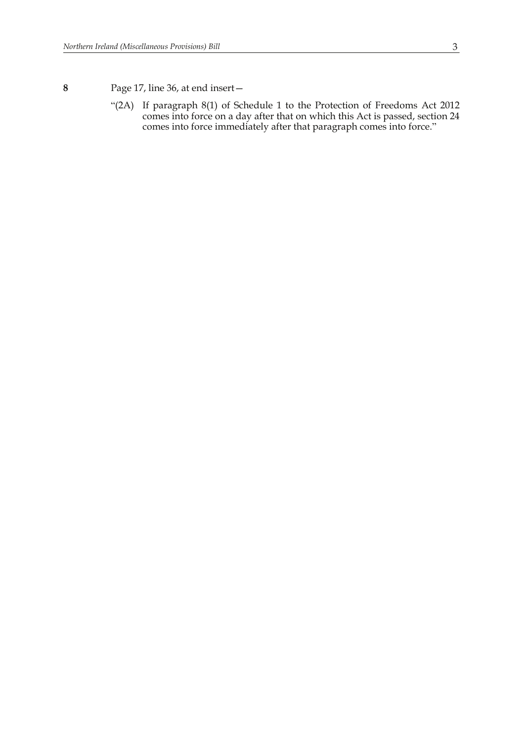**8** Page 17, line 36, at end insert—

"(2A) If paragraph 8(1) of Schedule 1 to the Protection of Freedoms Act 2012 comes into force on a day after that on which this Act is passed, section 24 comes into force immediately after that paragraph comes into force."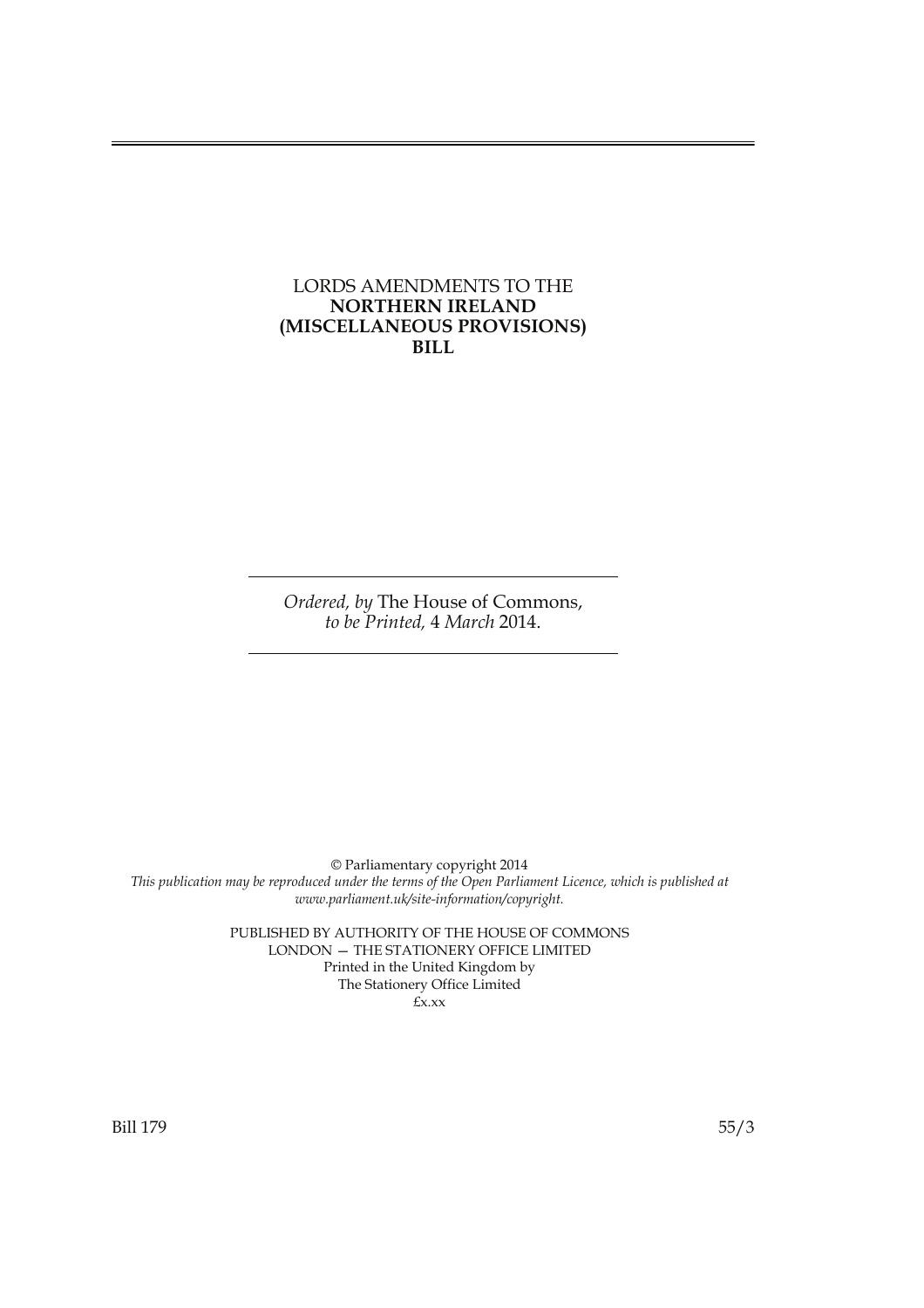LORDS AMENDMENTS TO THE
**NORTHERN IRELAND**
**(MISCELLANEOUS PROVISIONS)**
**BILL**

---

*Ordered, by* The House of Commons,
*to be Printed,* 4 *March* 2014.

---

© Parliamentary copyright 2014
*This publication may be reproduced under the terms of the Open Parliament Licence, which is published at www.parliament.uk/site-information/copyright.*

PUBLISHED BY AUTHORITY OF THE HOUSE OF COMMONS
LONDON — THE STATIONERY OFFICE LIMITED
Printed in the United Kingdom by
The Stationery Office Limited
£x.xx

Bill 179 55/3